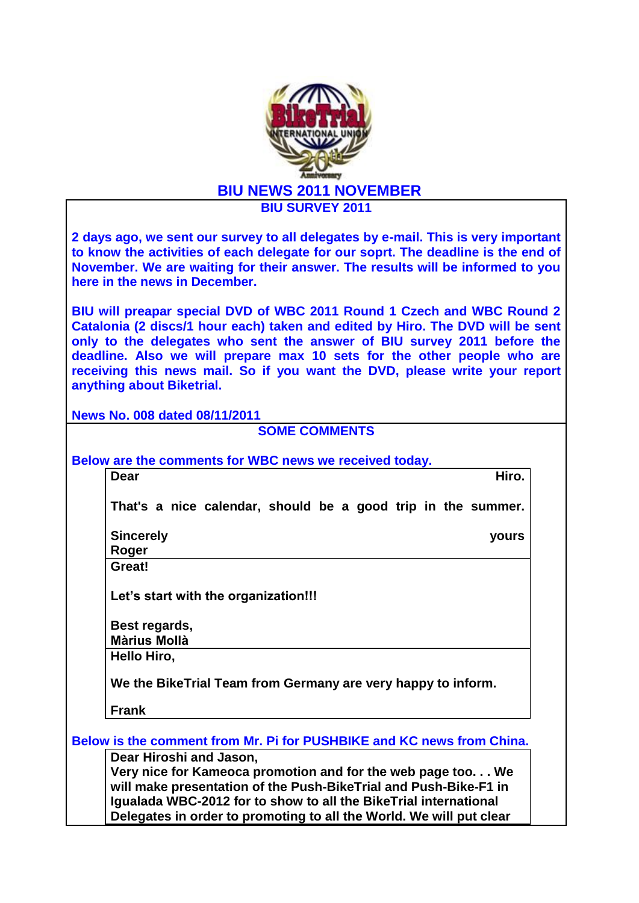# BIU NEWS 2011 NOVEMBER

## BIU SURVEY 2011

**2 days ago, we sent our survey to all delegates by e-mail. This is very important to know the activities of each delegate for our soprt. The deadline is the end of November. We are waiting for their answer. The results will be informed to you here in the news in December.**

**BIU will preapar special DVD of WBC 2011 Round 1 Czech and WBC Round 2 Catalonia (2 discs/1 hour each) taken and edited by Hiro. The DVD will be sent only to the delegates who sent the answer of BIU survey 2011 before the deadline. Also we will prepare max 10 sets for the other people who are receiving this news mail. So if you want the DVD, please write your report anything about Biketrial.**

**News No. 008 dated 08/11/2011**

## SOME COMMENTS

**Below are the comments for WBC news we received today.**

**Dear Hiro.**

**That's a nice calendar, should be a good trip in the summer.**

**Sincerely yours**
**Roger**

**Great!**

**Let's start with the organization!!!**

**Best regards,**
**Màrius Mollà**

**Hello Hiro,**

**We the BikeTrial Team from Germany are very happy to inform.**

**Frank**

**Below is the comment from Mr. Pi for PUSHBIKE and KC news from China.**

**Dear Hiroshi and Jason,**
**Very nice for Kameoca promotion and for the web page too. . . We will make presentation of the Push-BikeTrial and Push-Bike-F1 in Igualada WBC-2012 for to show to all the BikeTrial international Delegates in order to promoting to all the World. We will put clear**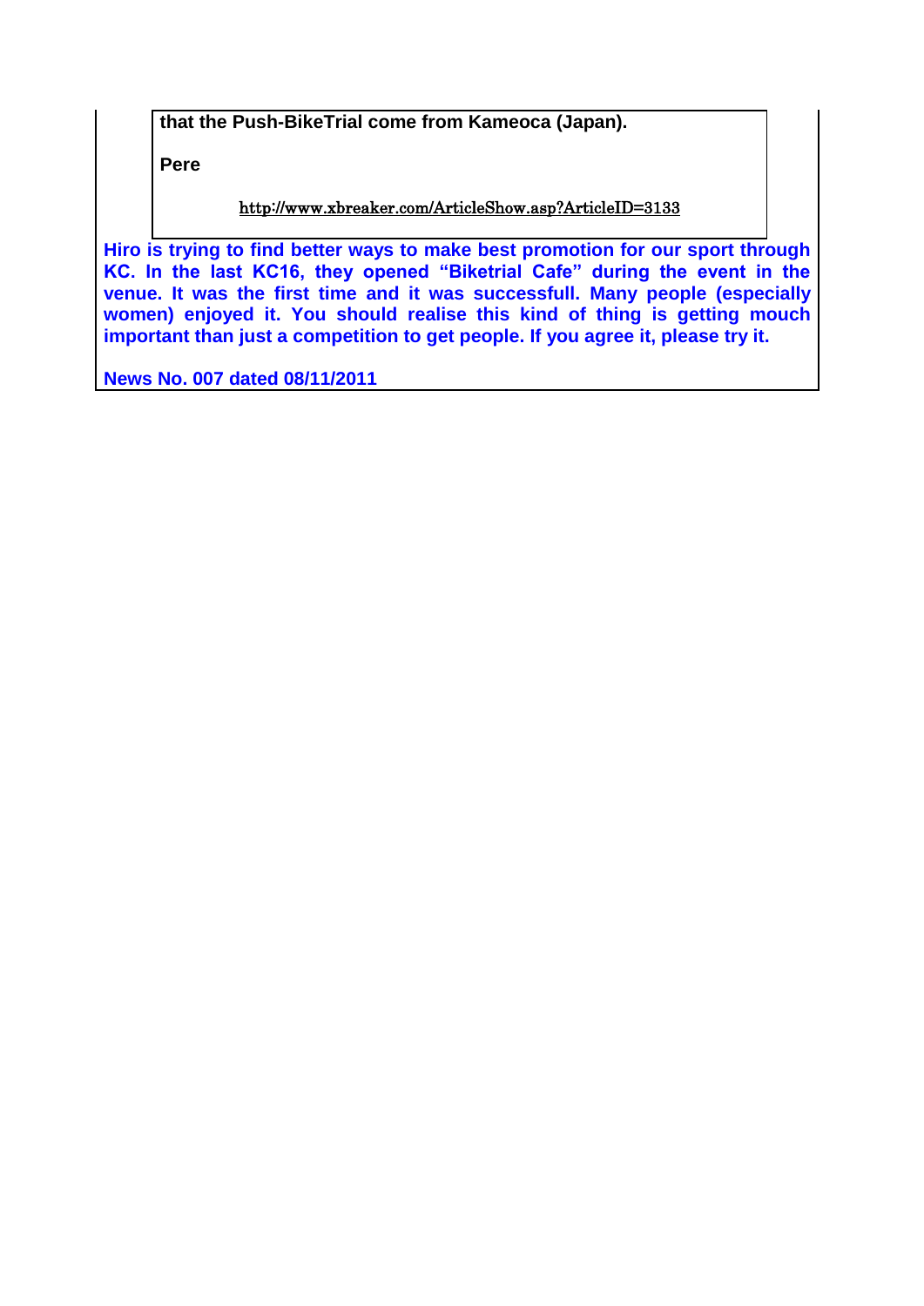**that the Push-BikeTrial come from Kameoca (Japan).**

**Pere**

http://www.xbreaker.com/ArticleShow.asp?ArticleID=3133

**Hiro is trying to find better ways to make best promotion for our sport through KC. In the last KC16, they opened "Biketrial Cafe" during the event in the venue. It was the first time and it was successfull. Many people (especially women) enjoyed it. You should realise this kind of thing is getting mouch important than just a competition to get people. If you agree it, please try it.**

**News No. 007 dated 08/11/2011**